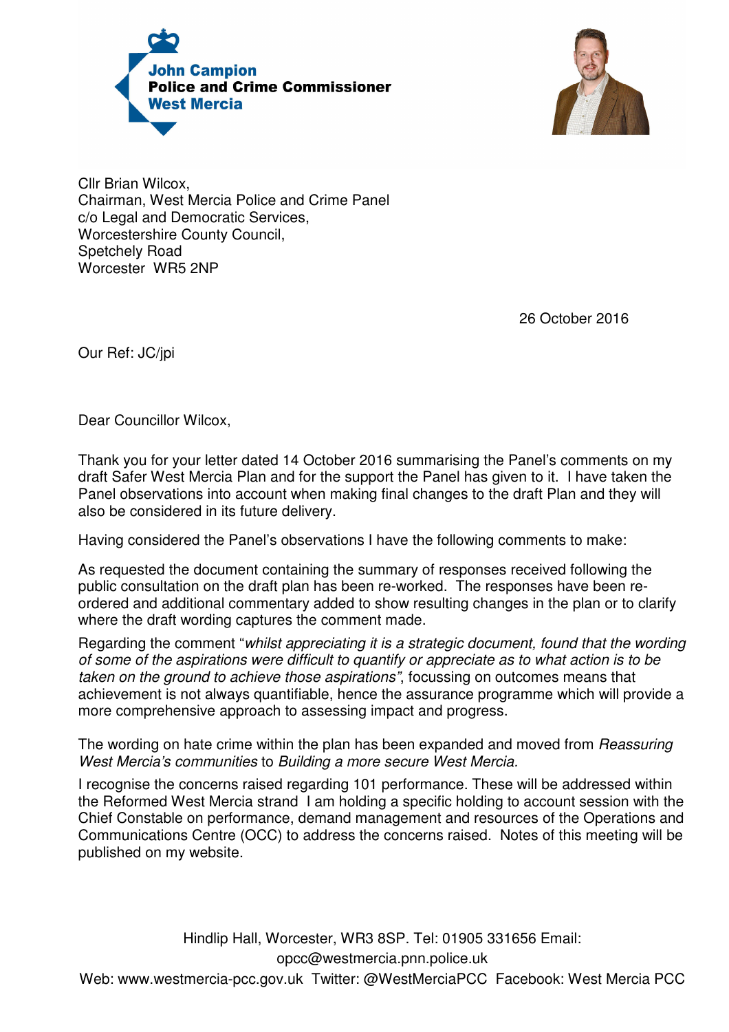**John Campion**
**Police and Crime Commissioner**
**West Mercia**

Cllr Brian Wilcox,
Chairman, West Mercia Police and Crime Panel
c/o Legal and Democratic Services,
Worcestershire County Council,
Spetchely Road
Worcester WR5 2NP

26 October 2016

Our Ref: JC/jpi

Dear Councillor Wilcox,

Thank you for your letter dated 14 October 2016 summarising the Panel's comments on my draft Safer West Mercia Plan and for the support the Panel has given to it. I have taken the Panel observations into account when making final changes to the draft Plan and they will also be considered in its future delivery.

Having considered the Panel's observations I have the following comments to make:

As requested the document containing the summary of responses received following the public consultation on the draft plan has been re-worked. The responses have been re-ordered and additional commentary added to show resulting changes in the plan or to clarify where the draft wording captures the comment made.

Regarding the comment "*whilst appreciating it is a strategic document, found that the wording of some of the aspirations were difficult to quantify or appreciate as to what action is to be taken on the ground to achieve those aspirations*", focussing on outcomes means that achievement is not always quantifiable, hence the assurance programme which will provide a more comprehensive approach to assessing impact and progress.

The wording on hate crime within the plan has been expanded and moved from *Reassuring West Mercia's communities* to *Building a more secure West Mercia.*

I recognise the concerns raised regarding 101 performance. These will be addressed within the Reformed West Mercia strand I am holding a specific holding to account session with the Chief Constable on performance, demand management and resources of the Operations and Communications Centre (OCC) to address the concerns raised. Notes of this meeting will be published on my website.

Hindlip Hall, Worcester, WR3 8SP. Tel: 01905 331656 Email: opcc@westmercia.pnn.police.uk
Web: www.westmercia-pcc.gov.uk Twitter: @WestMerciaPCC Facebook: West Mercia PCC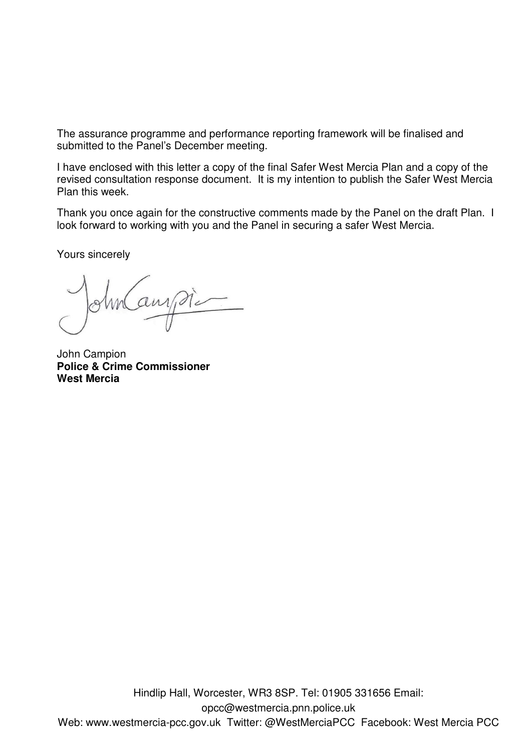The assurance programme and performance reporting framework will be finalised and submitted to the Panel's December meeting.

I have enclosed with this letter a copy of the final Safer West Mercia Plan and a copy of the revised consultation response document. It is my intention to publish the Safer West Mercia Plan this week.

Thank you once again for the constructive comments made by the Panel on the draft Plan. I look forward to working with you and the Panel in securing a safer West Mercia.

Yours sincerely

John Campion
**Police & Crime Commissioner**
**West Mercia**

Hindlip Hall, Worcester, WR3 8SP. Tel: 01905 331656 Email: opcc@westmercia.pnn.police.uk
Web: www.westmercia-pcc.gov.uk Twitter: @WestMerciaPCC Facebook: West Mercia PCC